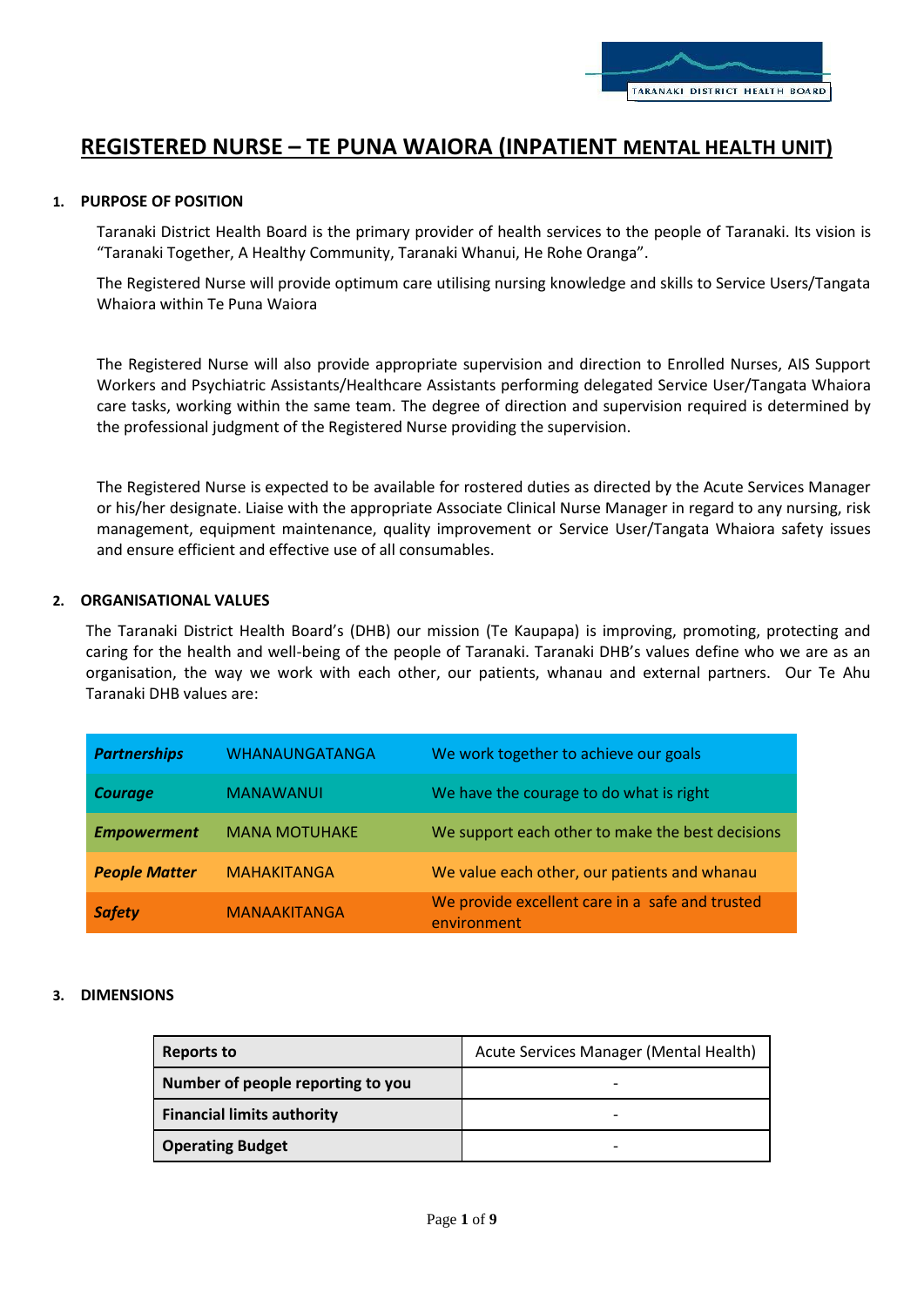# REGISTERED NURSE – TE PUNA WAIORA (INPATIENT MENTAL HEALTH UNIT)

## 1. PURPOSE OF POSITION

Taranaki District Health Board is the primary provider of health services to the people of Taranaki. Its vision is "Taranaki Together, A Healthy Community, Taranaki Whanui, He Rohe Oranga".

The Registered Nurse will provide optimum care utilising nursing knowledge and skills to Service Users/Tangata Whaiora within Te Puna Waiora

The Registered Nurse will also provide appropriate supervision and direction to Enrolled Nurses, AIS Support Workers and Psychiatric Assistants/Healthcare Assistants performing delegated Service User/Tangata Whaiora care tasks, working within the same team. The degree of direction and supervision required is determined by the professional judgment of the Registered Nurse providing the supervision.

The Registered Nurse is expected to be available for rostered duties as directed by the Acute Services Manager or his/her designate. Liaise with the appropriate Associate Clinical Nurse Manager in regard to any nursing, risk management, equipment maintenance, quality improvement or Service User/Tangata Whaiora safety issues and ensure efficient and effective use of all consumables.

## 2. ORGANISATIONAL VALUES

The Taranaki District Health Board's (DHB) our mission (Te Kaupapa) is improving, promoting, protecting and caring for the health and well-being of the people of Taranaki. Taranaki DHB's values define who we are as an organisation, the way we work with each other, our patients, whanau and external partners. Our Te Ahu Taranaki DHB values are:

| | | |
|---|---|---|
| ***Partnerships*** | WHANAUNGATANGA | We work together to achieve our goals |
| ***Courage*** | MANAWANUI | We have the courage to do what is right |
| ***Empowerment*** | MANA MOTUHAKE | We support each other to make the best decisions |
| ***People Matter*** | MAHAKITANGA | We value each other, our patients and whanau |
| ***Safety*** | MANAAKITANGA | We provide excellent care in a safe and trusted environment |

## 3. DIMENSIONS

| | |
|---|---|
| **Reports to** | Acute Services Manager (Mental Health) |
| **Number of people reporting to you** | - |
| **Financial limits authority** | - |
| **Operating Budget** | - |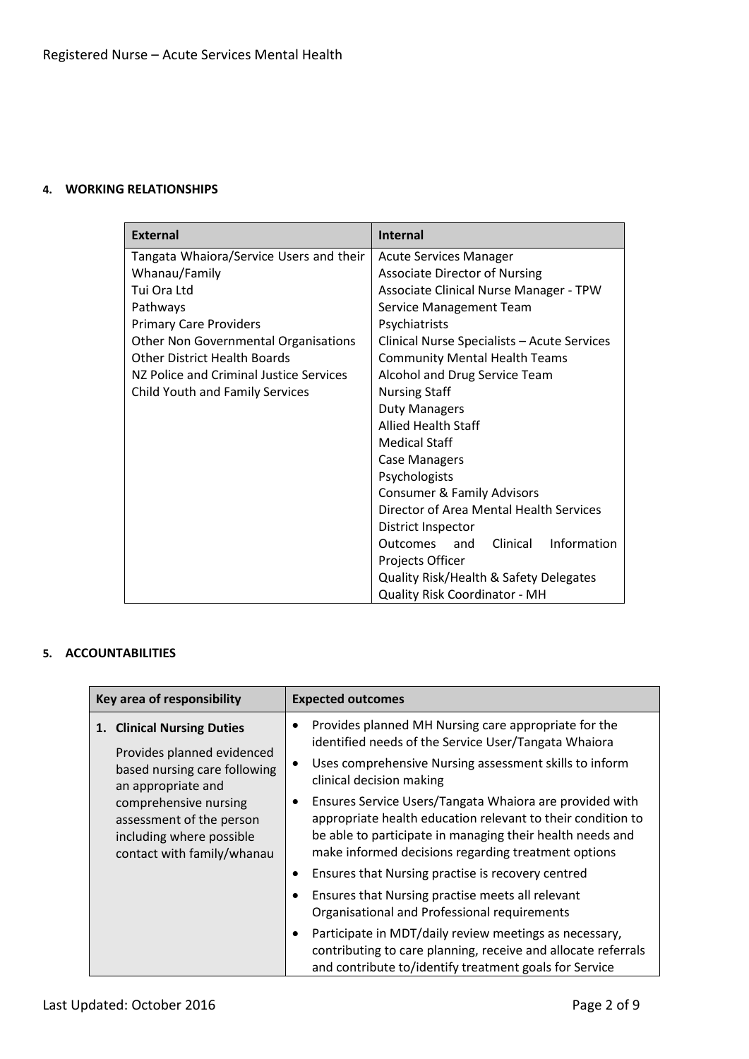#### 4. WORKING RELATIONSHIPS

| External | Internal |
| --- | --- |
| Tangata Whaiora/Service Users and their Whanau/Family | Acute Services Manager |
| Tui Ora Ltd | Associate Director of Nursing |
| Pathways | Associate Clinical Nurse Manager - TPW |
| Primary Care Providers | Service Management Team |
| Other Non Governmental Organisations | Psychiatrists |
| Other District Health Boards | Clinical Nurse Specialists – Acute Services |
| NZ Police and Criminal Justice Services | Community Mental Health Teams |
| Child Youth and Family Services | Alcohol and Drug Service Team |
| | Nursing Staff |
| | Duty Managers |
| | Allied Health Staff |
| | Medical Staff |
| | Case Managers |
| | Psychologists |
| | Consumer & Family Advisors |
| | Director of Area Mental Health Services |
| | District Inspector |
| | Outcomes and Clinical Information Projects Officer |
| | Quality Risk/Health & Safety Delegates |
| | Quality Risk Coordinator - MH |

#### 5. ACCOUNTABILITIES

| Key area of responsibility | Expected outcomes |
| --- | --- |
| **1. Clinical Nursing Duties**<br><br>Provides planned evidenced based nursing care following an appropriate and comprehensive nursing assessment of the person including where possible contact with family/whanau | • Provides planned MH Nursing care appropriate for the identified needs of the Service User/Tangata Whaiora<br>• Uses comprehensive Nursing assessment skills to inform clinical decision making<br>• Ensures Service Users/Tangata Whaiora are provided with appropriate health education relevant to their condition to be able to participate in managing their health needs and make informed decisions regarding treatment options<br>• Ensures that Nursing practise is recovery centred<br>• Ensures that Nursing practise meets all relevant Organisational and Professional requirements<br>• Participate in MDT/daily review meetings as necessary, contributing to care planning, receive and allocate referrals and contribute to/identify treatment goals for Service |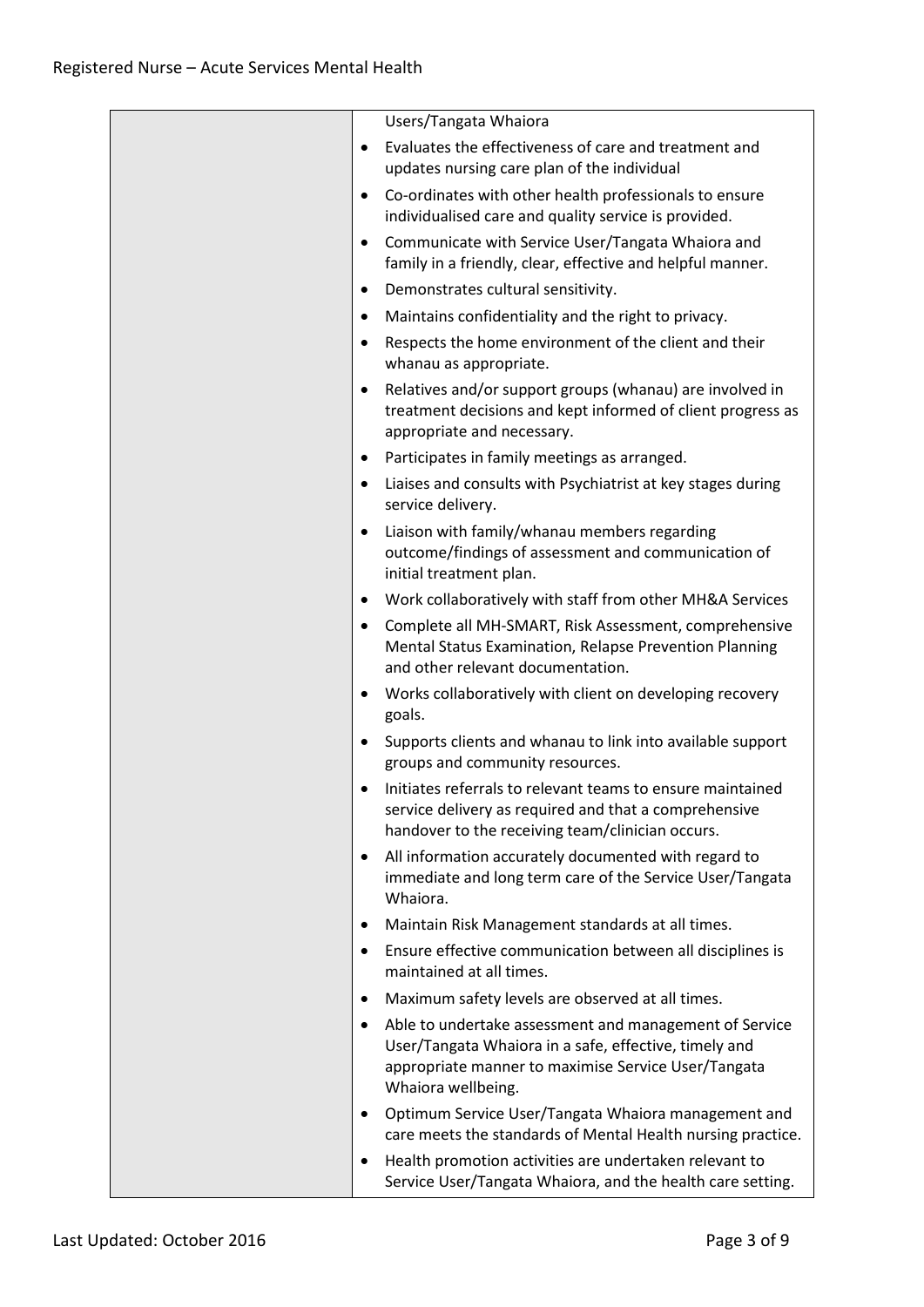| | Users/Tangata Whaiora<br>• Evaluates the effectiveness of care and treatment and updates nursing care plan of the individual<br>• Co-ordinates with other health professionals to ensure individualised care and quality service is provided.<br>• Communicate with Service User/Tangata Whaiora and family in a friendly, clear, effective and helpful manner.<br>• Demonstrates cultural sensitivity.<br>• Maintains confidentiality and the right to privacy.<br>• Respects the home environment of the client and their whanau as appropriate.<br>• Relatives and/or support groups (whanau) are involved in treatment decisions and kept informed of client progress as appropriate and necessary.<br>• Participates in family meetings as arranged.<br>• Liaises and consults with Psychiatrist at key stages during service delivery.<br>• Liaison with family/whanau members regarding outcome/findings of assessment and communication of initial treatment plan.<br>• Work collaboratively with staff from other MH&A Services<br>• Complete all MH-SMART, Risk Assessment, comprehensive Mental Status Examination, Relapse Prevention Planning and other relevant documentation.<br>• Works collaboratively with client on developing recovery goals.<br>• Supports clients and whanau to link into available support groups and community resources.<br>• Initiates referrals to relevant teams to ensure maintained service delivery as required and that a comprehensive handover to the receiving team/clinician occurs.<br>• All information accurately documented with regard to immediate and long term care of the Service User/Tangata Whaiora.<br>• Maintain Risk Management standards at all times.<br>• Ensure effective communication between all disciplines is maintained at all times.<br>• Maximum safety levels are observed at all times.<br>• Able to undertake assessment and management of Service User/Tangata Whaiora in a safe, effective, timely and appropriate manner to maximise Service User/Tangata Whaiora wellbeing.<br>• Optimum Service User/Tangata Whaiora management and care meets the standards of Mental Health nursing practice.<br>• Health promotion activities are undertaken relevant to Service User/Tangata Whaiora, and the health care setting. |
|---|---|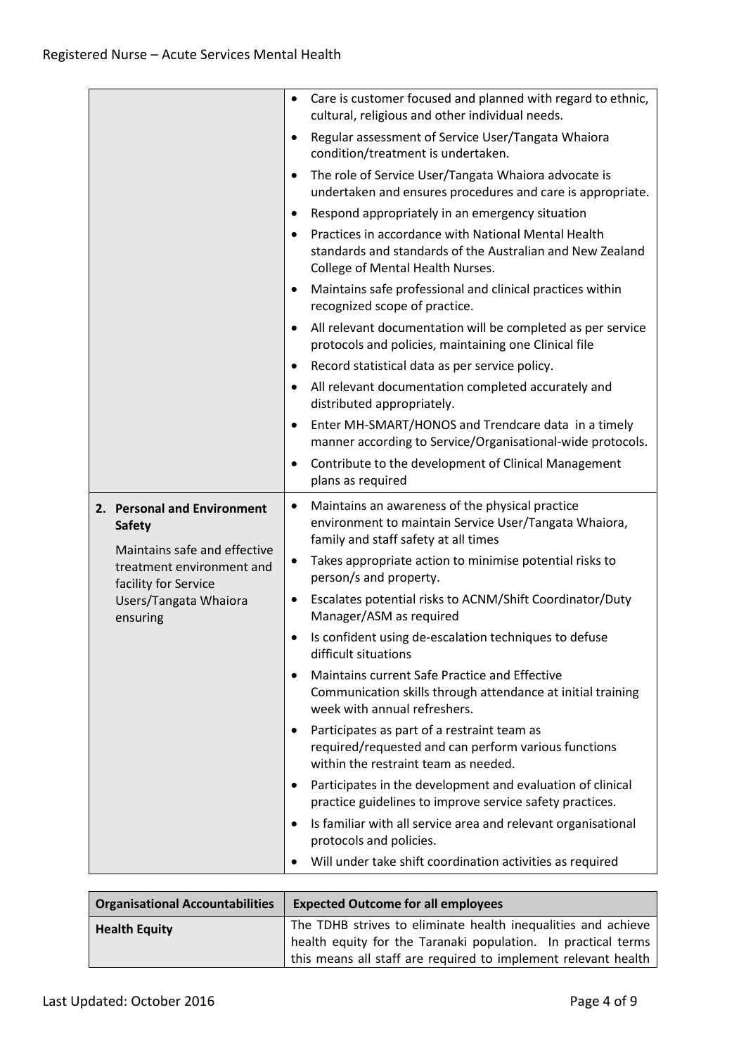| | |
|---|---|
| | • Care is customer focused and planned with regard to ethnic, cultural, religious and other individual needs.<br>• Regular assessment of Service User/Tangata Whaiora condition/treatment is undertaken.<br>• The role of Service User/Tangata Whaiora advocate is undertaken and ensures procedures and care is appropriate.<br>• Respond appropriately in an emergency situation<br>• Practices in accordance with National Mental Health standards and standards of the Australian and New Zealand College of Mental Health Nurses.<br>• Maintains safe professional and clinical practices within recognized scope of practice.<br>• All relevant documentation will be completed as per service protocols and policies, maintaining one Clinical file<br>• Record statistical data as per service policy.<br>• All relevant documentation completed accurately and distributed appropriately.<br>• Enter MH-SMART/HONOS and Trendcare data in a timely manner according to Service/Organisational-wide protocols.<br>• Contribute to the development of Clinical Management plans as required |
| **2. Personal and Environment Safety**<br><br>Maintains safe and effective treatment environment and facility for Service Users/Tangata Whaiora ensuring | • Maintains an awareness of the physical practice environment to maintain Service User/Tangata Whaiora, family and staff safety at all times<br>• Takes appropriate action to minimise potential risks to person/s and property.<br>• Escalates potential risks to ACNM/Shift Coordinator/Duty Manager/ASM as required<br>• Is confident using de-escalation techniques to defuse difficult situations<br>• Maintains current Safe Practice and Effective Communication skills through attendance at initial training week with annual refreshers.<br>• Participates as part of a restraint team as required/requested and can perform various functions within the restraint team as needed.<br>• Participates in the development and evaluation of clinical practice guidelines to improve service safety practices.<br>• Is familiar with all service area and relevant organisational protocols and policies.<br>• Will under take shift coordination activities as required |

| Organisational Accountabilities | Expected Outcome for all employees |
|---|---|
| **Health Equity** | The TDHB strives to eliminate health inequalities and achieve health equity for the Taranaki population. In practical terms this means all staff are required to implement relevant health |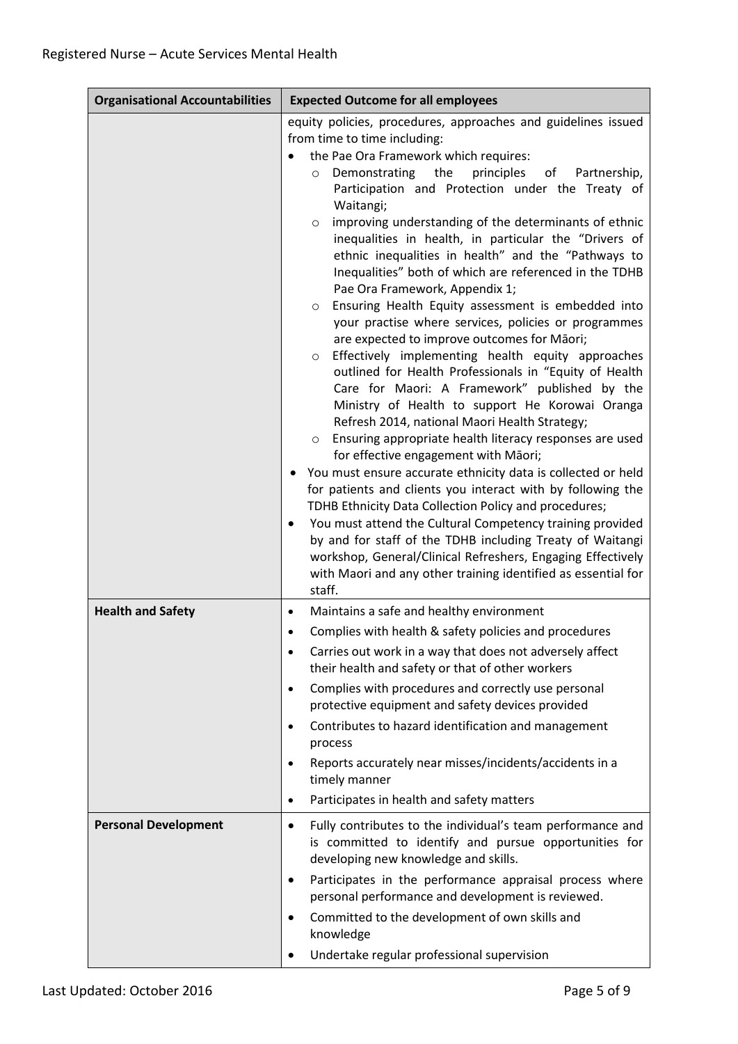| Organisational Accountabilities | Expected Outcome for all employees |
|---|---|
| | equity policies, procedures, approaches and guidelines issued from time to time including:<br>• the Pae Ora Framework which requires:<br>  ○ Demonstrating the principles of Partnership, Participation and Protection under the Treaty of Waitangi;<br>  ○ improving understanding of the determinants of ethnic inequalities in health, in particular the "Drivers of ethnic inequalities in health" and the "Pathways to Inequalities" both of which are referenced in the TDHB Pae Ora Framework, Appendix 1;<br>  ○ Ensuring Health Equity assessment is embedded into your practise where services, policies or programmes are expected to improve outcomes for Māori;<br>  ○ Effectively implementing health equity approaches outlined for Health Professionals in "Equity of Health Care for Maori: A Framework" published by the Ministry of Health to support He Korowai Oranga Refresh 2014, national Maori Health Strategy;<br>  ○ Ensuring appropriate health literacy responses are used for effective engagement with Māori;<br>• You must ensure accurate ethnicity data is collected or held for patients and clients you interact with by following the TDHB Ethnicity Data Collection Policy and procedures;<br>• You must attend the Cultural Competency training provided by and for staff of the TDHB including Treaty of Waitangi workshop, General/Clinical Refreshers, Engaging Effectively with Maori and any other training identified as essential for staff. |
| **Health and Safety** | • Maintains a safe and healthy environment<br>• Complies with health & safety policies and procedures<br>• Carries out work in a way that does not adversely affect their health and safety or that of other workers<br>• Complies with procedures and correctly use personal protective equipment and safety devices provided<br>• Contributes to hazard identification and management process<br>• Reports accurately near misses/incidents/accidents in a timely manner<br>• Participates in health and safety matters |
| **Personal Development** | • Fully contributes to the individual's team performance and is committed to identify and pursue opportunities for developing new knowledge and skills.<br>• Participates in the performance appraisal process where personal performance and development is reviewed.<br>• Committed to the development of own skills and knowledge<br>• Undertake regular professional supervision |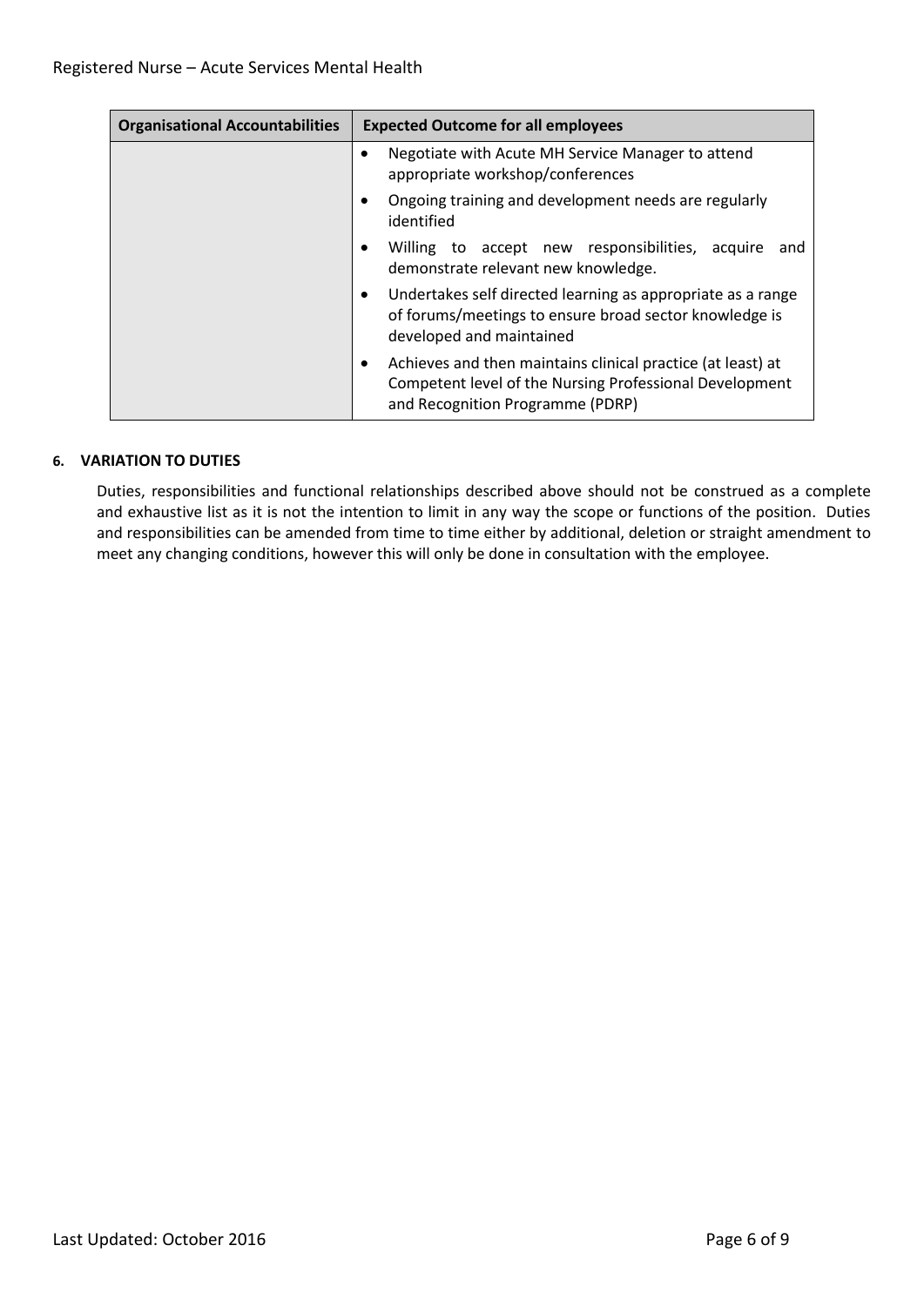| Organisational Accountabilities | Expected Outcome for all employees |
|---|---|
| | • Negotiate with Acute MH Service Manager to attend appropriate workshop/conferences<br>• Ongoing training and development needs are regularly identified<br>• Willing to accept new responsibilities, acquire and demonstrate relevant new knowledge.<br>• Undertakes self directed learning as appropriate as a range of forums/meetings to ensure broad sector knowledge is developed and maintained<br>• Achieves and then maintains clinical practice (at least) at Competent level of the Nursing Professional Development and Recognition Programme (PDRP) |

## 6. VARIATION TO DUTIES

Duties, responsibilities and functional relationships described above should not be construed as a complete and exhaustive list as it is not the intention to limit in any way the scope or functions of the position. Duties and responsibilities can be amended from time to time either by additional, deletion or straight amendment to meet any changing conditions, however this will only be done in consultation with the employee.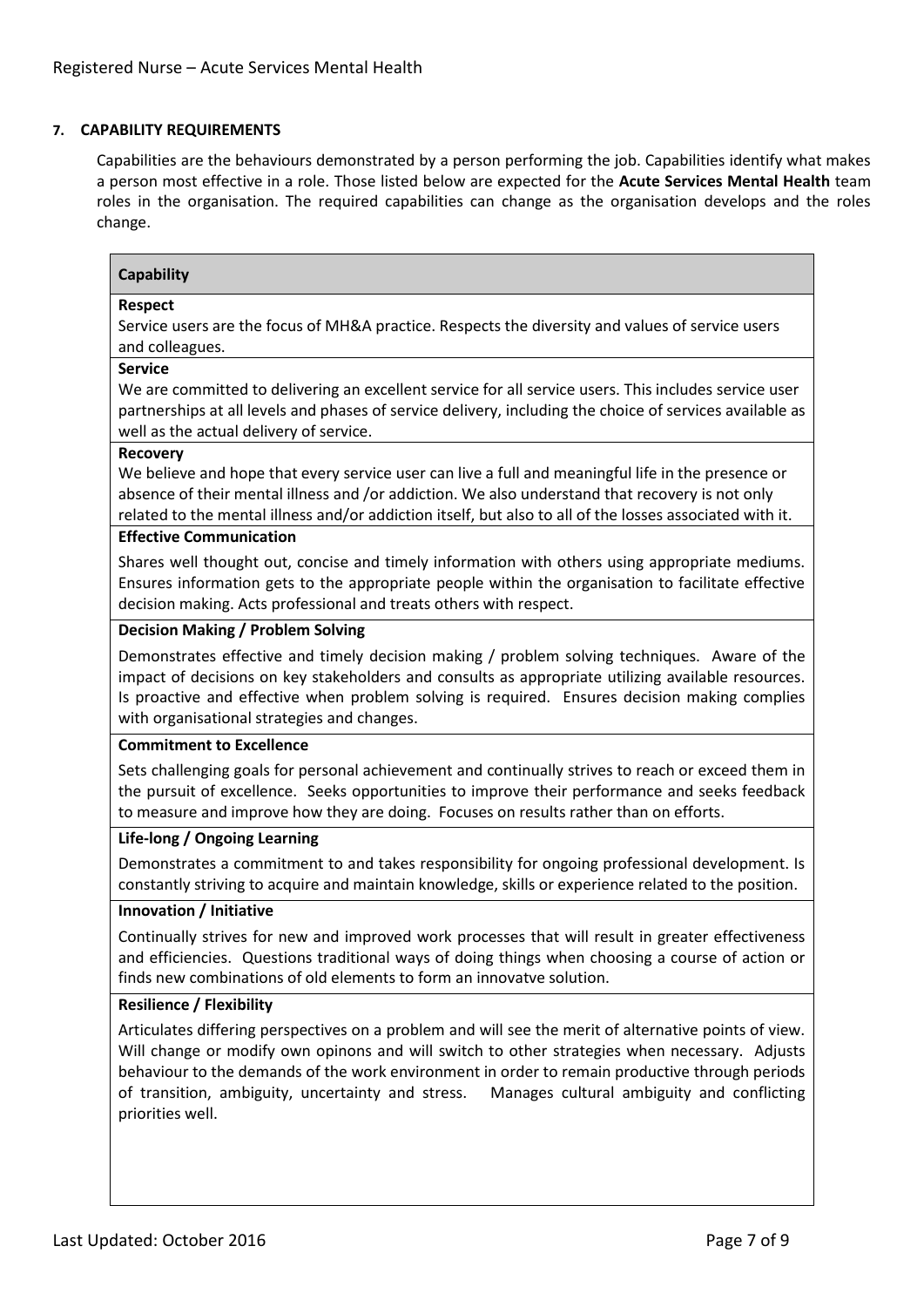## 7. CAPABILITY REQUIREMENTS

Capabilities are the behaviours demonstrated by a person performing the job. Capabilities identify what makes a person most effective in a role. Those listed below are expected for the **Acute Services Mental Health** team roles in the organisation. The required capabilities can change as the organisation develops and the roles change.

| Capability |
| --- |
| **Respect**<br>Service users are the focus of MH&A practice. Respects the diversity and values of service users and colleagues. |
| **Service**<br>We are committed to delivering an excellent service for all service users. This includes service user partnerships at all levels and phases of service delivery, including the choice of services available as well as the actual delivery of service. |
| **Recovery**<br>We believe and hope that every service user can live a full and meaningful life in the presence or absence of their mental illness and /or addiction. We also understand that recovery is not only related to the mental illness and/or addiction itself, but also to all of the losses associated with it. |
| **Effective Communication**<br>Shares well thought out, concise and timely information with others using appropriate mediums. Ensures information gets to the appropriate people within the organisation to facilitate effective decision making. Acts professional and treats others with respect. |
| **Decision Making / Problem Solving**<br>Demonstrates effective and timely decision making / problem solving techniques. Aware of the impact of decisions on key stakeholders and consults as appropriate utilizing available resources. Is proactive and effective when problem solving is required. Ensures decision making complies with organisational strategies and changes. |
| **Commitment to Excellence**<br>Sets challenging goals for personal achievement and continually strives to reach or exceed them in the pursuit of excellence. Seeks opportunities to improve their performance and seeks feedback to measure and improve how they are doing. Focuses on results rather than on efforts. |
| **Life-long / Ongoing Learning**<br>Demonstrates a commitment to and takes responsibility for ongoing professional development. Is constantly striving to acquire and maintain knowledge, skills or experience related to the position. |
| **Innovation / Initiative**<br>Continually strives for new and improved work processes that will result in greater effectiveness and efficiencies. Questions traditional ways of doing things when choosing a course of action or finds new combinations of old elements to form an innovatve solution. |
| **Resilience / Flexibility**<br>Articulates differing perspectives on a problem and will see the merit of alternative points of view. Will change or modify own opinons and will switch to other strategies when necessary. Adjusts behaviour to the demands of the work environment in order to remain productive through periods of transition, ambiguity, uncertainty and stress. Manages cultural ambiguity and conflicting priorities well. |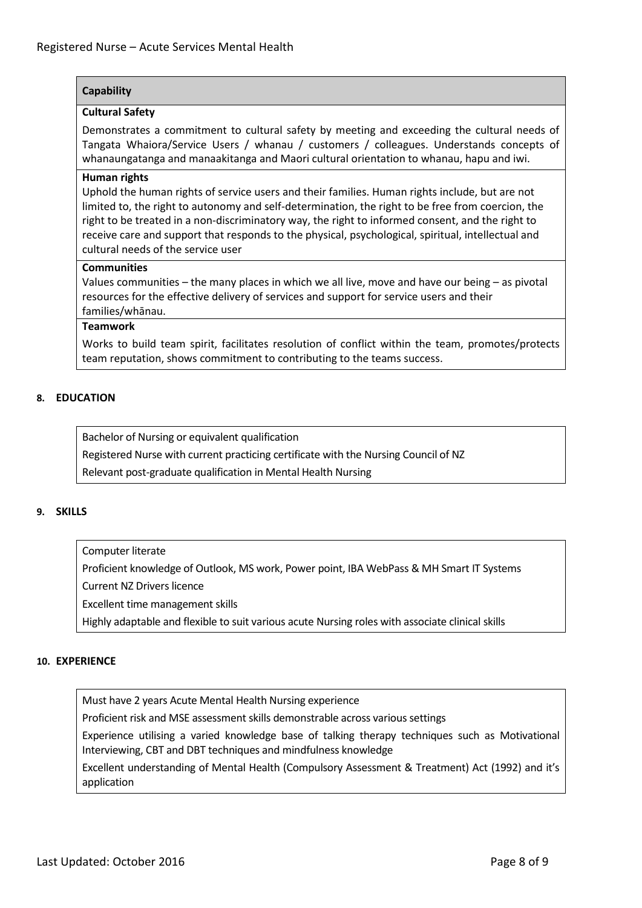| Capability |
| --- |
| **Cultural Safety**<br>Demonstrates a commitment to cultural safety by meeting and exceeding the cultural needs of Tangata Whaiora/Service Users / whanau / customers / colleagues. Understands concepts of whanaungatanga and manaakitanga and Maori cultural orientation to whanau, hapu and iwi. |
| **Human rights**<br>Uphold the human rights of service users and their families. Human rights include, but are not limited to, the right to autonomy and self-determination, the right to be free from coercion, the right to be treated in a non-discriminatory way, the right to informed consent, and the right to receive care and support that responds to the physical, psychological, spiritual, intellectual and cultural needs of the service user |
| **Communities**<br>Values communities – the many places in which we all live, move and have our being – as pivotal resources for the effective delivery of services and support for service users and their families/whānau. |
| **Teamwork**<br>Works to build team spirit, facilitates resolution of conflict within the team, promotes/protects team reputation, shows commitment to contributing to the teams success. |

## 8. EDUCATION

- Bachelor of Nursing or equivalent qualification
- Registered Nurse with current practicing certificate with the Nursing Council of NZ
- Relevant post-graduate qualification in Mental Health Nursing

## 9. SKILLS

- Computer literate
- Proficient knowledge of Outlook, MS work, Power point, IBA WebPass & MH Smart IT Systems
- Current NZ Drivers licence
- Excellent time management skills
- Highly adaptable and flexible to suit various acute Nursing roles with associate clinical skills

## 10. EXPERIENCE

- Must have 2 years Acute Mental Health Nursing experience
- Proficient risk and MSE assessment skills demonstrable across various settings
- Experience utilising a varied knowledge base of talking therapy techniques such as Motivational Interviewing, CBT and DBT techniques and mindfulness knowledge
- Excellent understanding of Mental Health (Compulsory Assessment & Treatment) Act (1992) and it's application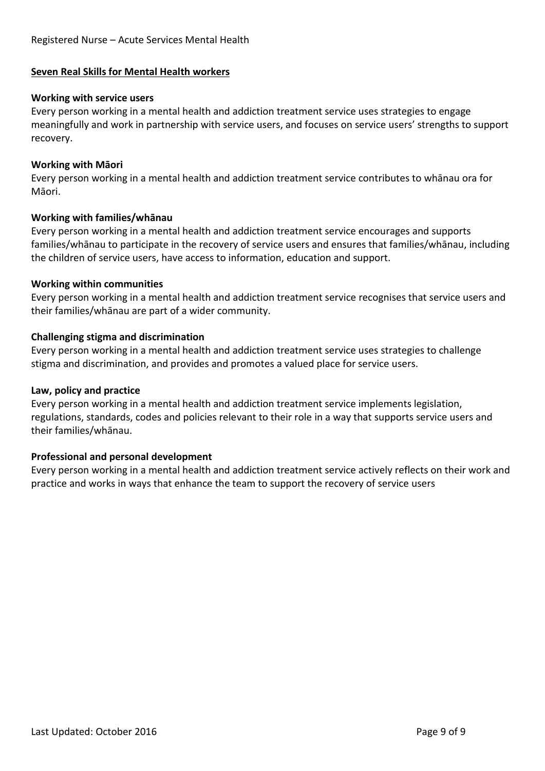## Seven Real Skills for Mental Health workers

**Working with service users**

Every person working in a mental health and addiction treatment service uses strategies to engage meaningfully and work in partnership with service users, and focuses on service users' strengths to support recovery.

**Working with Māori**

Every person working in a mental health and addiction treatment service contributes to whānau ora for Māori.

**Working with families/whānau**

Every person working in a mental health and addiction treatment service encourages and supports families/whānau to participate in the recovery of service users and ensures that families/whānau, including the children of service users, have access to information, education and support.

**Working within communities**

Every person working in a mental health and addiction treatment service recognises that service users and their families/whānau are part of a wider community.

**Challenging stigma and discrimination**

Every person working in a mental health and addiction treatment service uses strategies to challenge stigma and discrimination, and provides and promotes a valued place for service users.

**Law, policy and practice**

Every person working in a mental health and addiction treatment service implements legislation, regulations, standards, codes and policies relevant to their role in a way that supports service users and their families/whānau.

**Professional and personal development**

Every person working in a mental health and addiction treatment service actively reflects on their work and practice and works in ways that enhance the team to support the recovery of service users